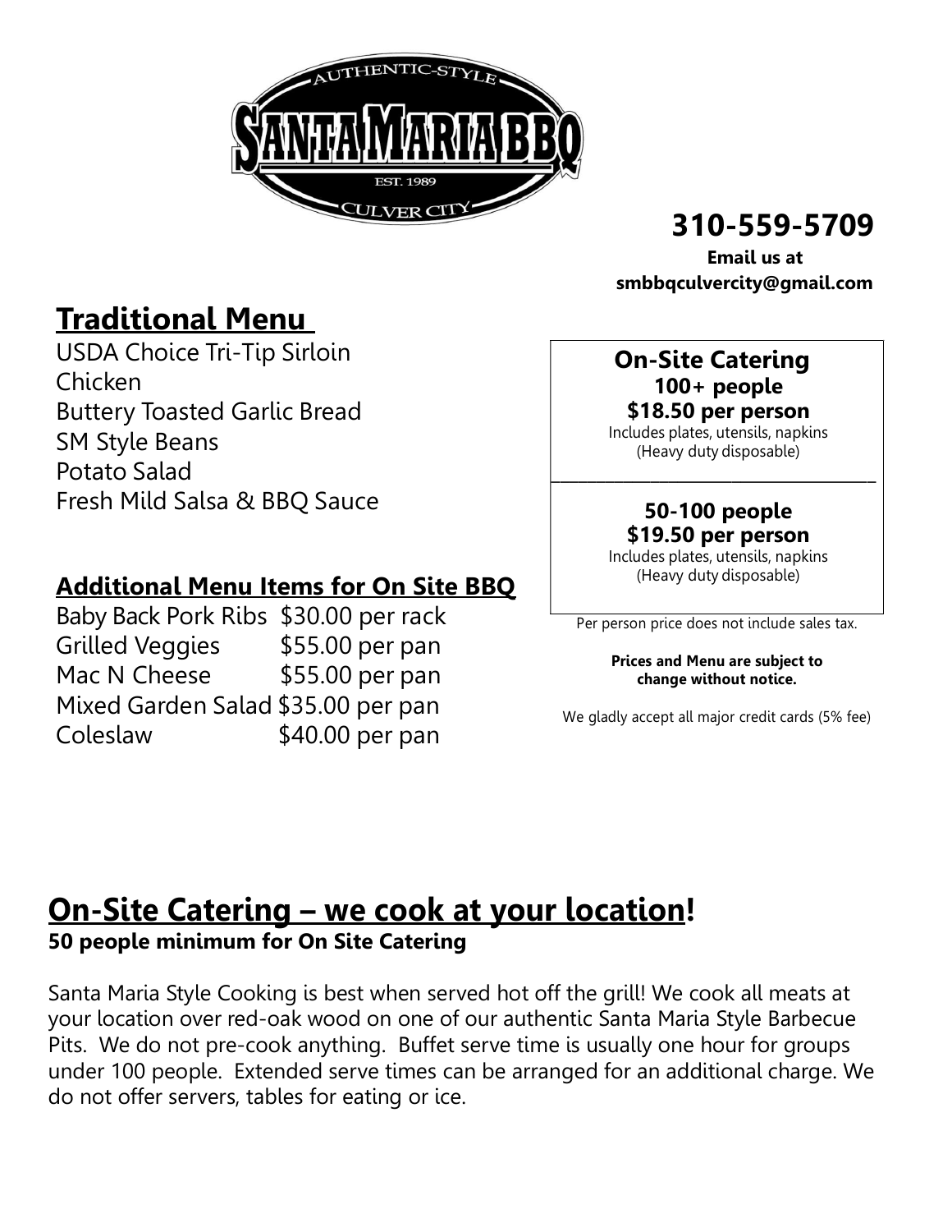AUTHENTIC-STYLE

# SANTA MARIA BBQ

EST. 1989

CULVER CITY

**310-559-5709**

**Email us at smbbqculvercity@gmail.com**

## Traditional Menu

USDA Choice Tri-Tip Sirloin
Chicken
Buttery Toasted Garlic Bread
SM Style Beans
Potato Salad
Fresh Mild Salsa & BBQ Sauce

### Additional Menu Items for On Site BBQ

| Item | Price |
|---|---|
| Baby Back Pork Ribs | $30.00 per rack |
| Grilled Veggies | $55.00 per pan |
| Mac N Cheese | $55.00 per pan |
| Mixed Garden Salad | $35.00 per pan |
| Coleslaw | $40.00 per pan |

**On-Site Catering**

**100+ people**
**$18.50 per person**
Includes plates, utensils, napkins
(Heavy duty disposable)

**50-100 people**
**$19.50 per person**
Includes plates, utensils, napkins
(Heavy duty disposable)

Per person price does not include sales tax.

**Prices and Menu are subject to change without notice.**

We gladly accept all major credit cards (5% fee)

## On-Site Catering – we cook at your location!

**50 people minimum for On Site Catering**

Santa Maria Style Cooking is best when served hot off the grill! We cook all meats at your location over red-oak wood on one of our authentic Santa Maria Style Barbecue Pits. We do not pre-cook anything. Buffet serve time is usually one hour for groups under 100 people. Extended serve times can be arranged for an additional charge. We do not offer servers, tables for eating or ice.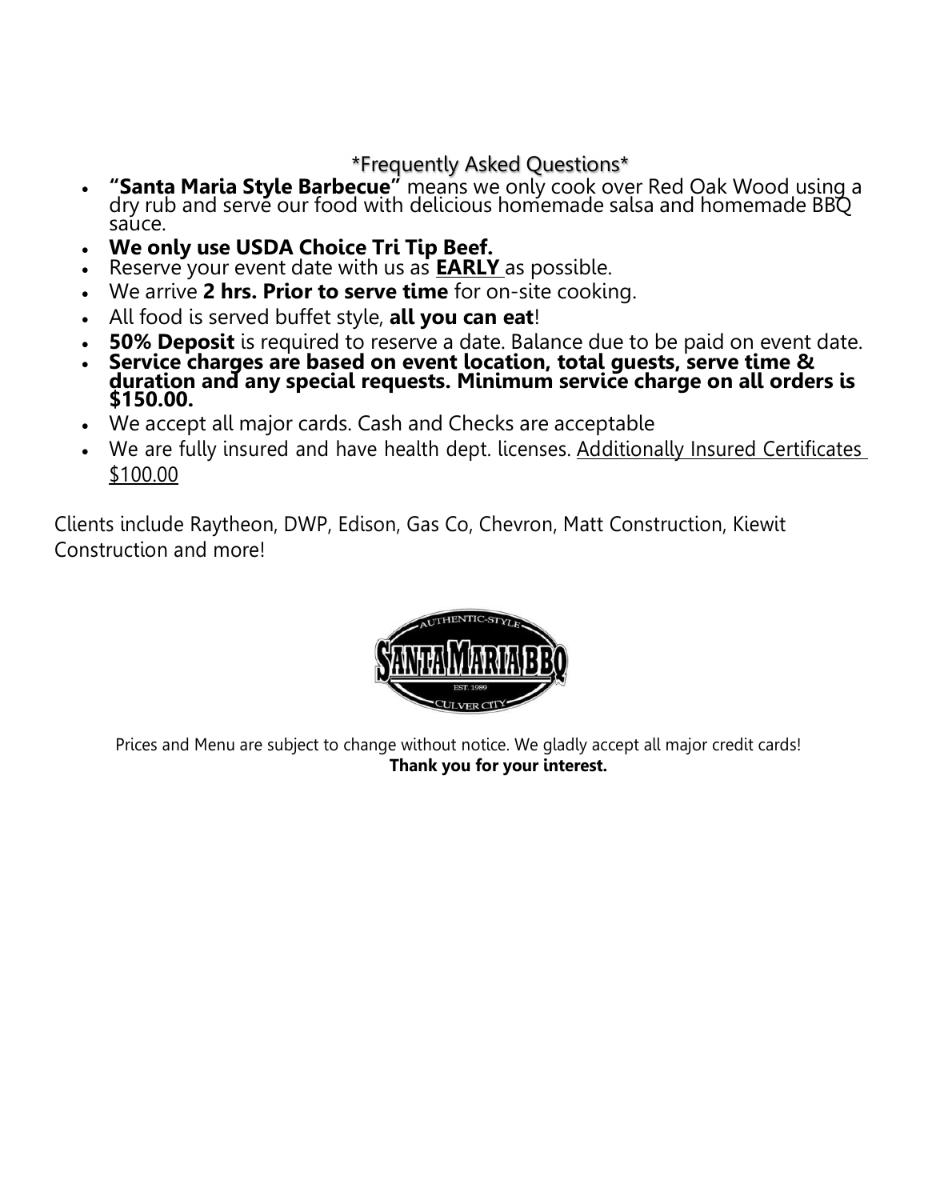*Frequently Asked Questions*

- **"Santa Maria Style Barbecue"** means we only cook over Red Oak Wood using a dry rub and serve our food with delicious homemade salsa and homemade BBQ sauce.
- **We only use USDA Choice Tri Tip Beef.**
- Reserve your event date with us as **EARLY** as possible.
- We arrive **2 hrs. Prior to serve time** for on-site cooking.
- All food is served buffet style, **all you can eat**!
- **50% Deposit** is required to reserve a date. Balance due to be paid on event date.
- **Service charges are based on event location, total guests, serve time & duration and any special requests. Minimum service charge on all orders is $150.00.**
- We accept all major cards. Cash and Checks are acceptable
- We are fully insured and have health dept. licenses. Additionally Insured Certificates $100.00

Clients include Raytheon, DWP, Edison, Gas Co, Chevron, Matt Construction, Kiewit Construction and more!

AUTHENTIC-STYLE SANTA MARIA BBQ EST. 1989 CULVER CITY

Prices and Menu are subject to change without notice. We gladly accept all major credit cards!

**Thank you for your interest.**